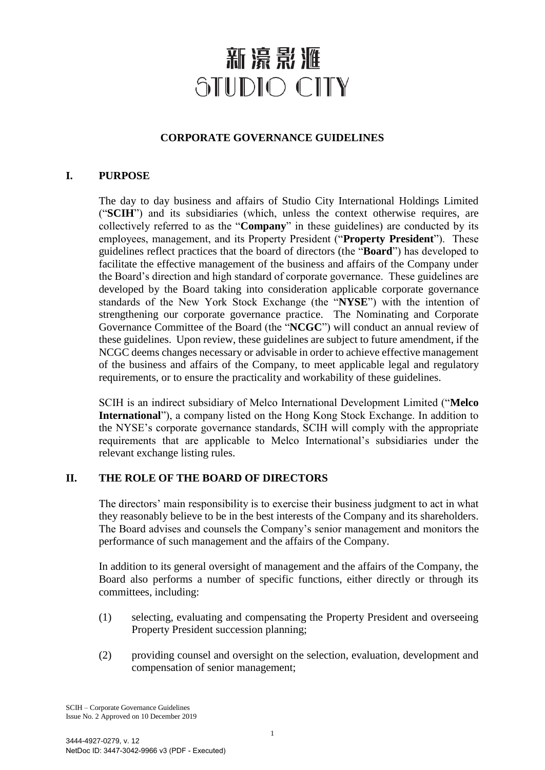# 新濠影滙
# STUDIO CITY

## CORPORATE GOVERNANCE GUIDELINES

### I. PURPOSE

The day to day business and affairs of Studio City International Holdings Limited ("**SCIH**") and its subsidiaries (which, unless the context otherwise requires, are collectively referred to as the "**Company**" in these guidelines) are conducted by its employees, management, and its Property President ("**Property President**"). These guidelines reflect practices that the board of directors (the "**Board**") has developed to facilitate the effective management of the business and affairs of the Company under the Board's direction and high standard of corporate governance. These guidelines are developed by the Board taking into consideration applicable corporate governance standards of the New York Stock Exchange (the "**NYSE**") with the intention of strengthening our corporate governance practice. The Nominating and Corporate Governance Committee of the Board (the "**NCGC**") will conduct an annual review of these guidelines. Upon review, these guidelines are subject to future amendment, if the NCGC deems changes necessary or advisable in order to achieve effective management of the business and affairs of the Company, to meet applicable legal and regulatory requirements, or to ensure the practicality and workability of these guidelines.

SCIH is an indirect subsidiary of Melco International Development Limited ("**Melco International**"), a company listed on the Hong Kong Stock Exchange. In addition to the NYSE's corporate governance standards, SCIH will comply with the appropriate requirements that are applicable to Melco International's subsidiaries under the relevant exchange listing rules.

### II. THE ROLE OF THE BOARD OF DIRECTORS

The directors' main responsibility is to exercise their business judgment to act in what they reasonably believe to be in the best interests of the Company and its shareholders. The Board advises and counsels the Company's senior management and monitors the performance of such management and the affairs of the Company.

In addition to its general oversight of management and the affairs of the Company, the Board also performs a number of specific functions, either directly or through its committees, including:

(1) selecting, evaluating and compensating the Property President and overseeing Property President succession planning;

(2) providing counsel and oversight on the selection, evaluation, development and compensation of senior management;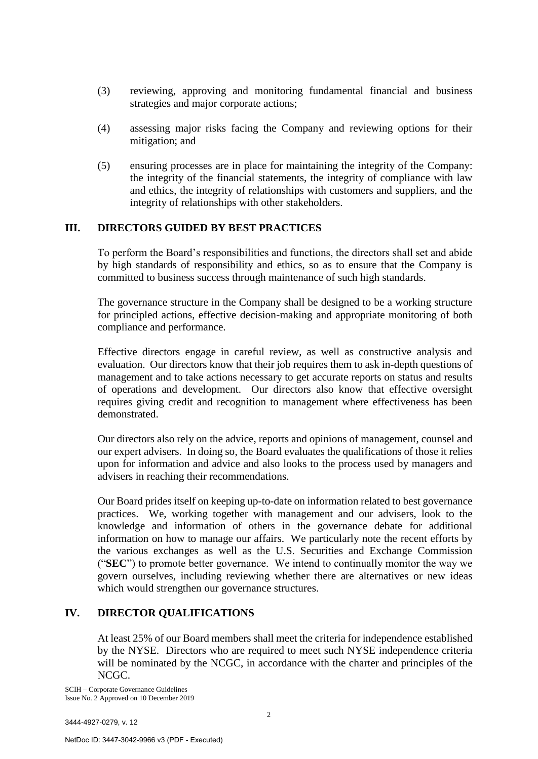(3) reviewing, approving and monitoring fundamental financial and business strategies and major corporate actions;

(4) assessing major risks facing the Company and reviewing options for their mitigation; and

(5) ensuring processes are in place for maintaining the integrity of the Company: the integrity of the financial statements, the integrity of compliance with law and ethics, the integrity of relationships with customers and suppliers, and the integrity of relationships with other stakeholders.

## III. DIRECTORS GUIDED BY BEST PRACTICES

To perform the Board's responsibilities and functions, the directors shall set and abide by high standards of responsibility and ethics, so as to ensure that the Company is committed to business success through maintenance of such high standards.

The governance structure in the Company shall be designed to be a working structure for principled actions, effective decision-making and appropriate monitoring of both compliance and performance.

Effective directors engage in careful review, as well as constructive analysis and evaluation. Our directors know that their job requires them to ask in-depth questions of management and to take actions necessary to get accurate reports on status and results of operations and development. Our directors also know that effective oversight requires giving credit and recognition to management where effectiveness has been demonstrated.

Our directors also rely on the advice, reports and opinions of management, counsel and our expert advisers. In doing so, the Board evaluates the qualifications of those it relies upon for information and advice and also looks to the process used by managers and advisers in reaching their recommendations.

Our Board prides itself on keeping up-to-date on information related to best governance practices. We, working together with management and our advisers, look to the knowledge and information of others in the governance debate for additional information on how to manage our affairs. We particularly note the recent efforts by the various exchanges as well as the U.S. Securities and Exchange Commission ("**SEC**") to promote better governance. We intend to continually monitor the way we govern ourselves, including reviewing whether there are alternatives or new ideas which would strengthen our governance structures.

## IV. DIRECTOR QUALIFICATIONS

At least 25% of our Board members shall meet the criteria for independence established by the NYSE. Directors who are required to meet such NYSE independence criteria will be nominated by the NCGC, in accordance with the charter and principles of the NCGC.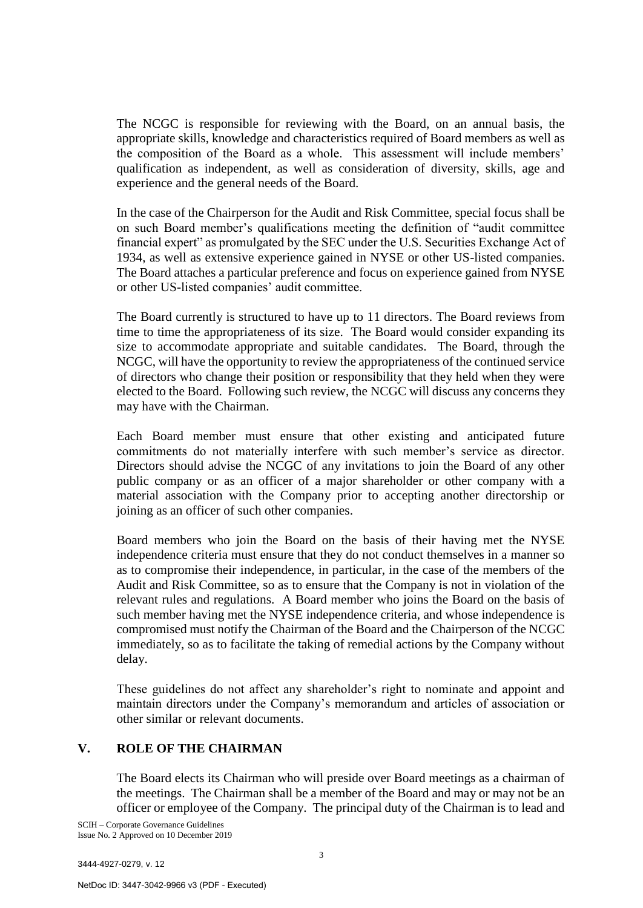The NCGC is responsible for reviewing with the Board, on an annual basis, the appropriate skills, knowledge and characteristics required of Board members as well as the composition of the Board as a whole. This assessment will include members' qualification as independent, as well as consideration of diversity, skills, age and experience and the general needs of the Board.

In the case of the Chairperson for the Audit and Risk Committee, special focus shall be on such Board member's qualifications meeting the definition of "audit committee financial expert" as promulgated by the SEC under the U.S. Securities Exchange Act of 1934, as well as extensive experience gained in NYSE or other US-listed companies. The Board attaches a particular preference and focus on experience gained from NYSE or other US-listed companies' audit committee.

The Board currently is structured to have up to 11 directors. The Board reviews from time to time the appropriateness of its size. The Board would consider expanding its size to accommodate appropriate and suitable candidates. The Board, through the NCGC, will have the opportunity to review the appropriateness of the continued service of directors who change their position or responsibility that they held when they were elected to the Board. Following such review, the NCGC will discuss any concerns they may have with the Chairman.

Each Board member must ensure that other existing and anticipated future commitments do not materially interfere with such member's service as director. Directors should advise the NCGC of any invitations to join the Board of any other public company or as an officer of a major shareholder or other company with a material association with the Company prior to accepting another directorship or joining as an officer of such other companies.

Board members who join the Board on the basis of their having met the NYSE independence criteria must ensure that they do not conduct themselves in a manner so as to compromise their independence, in particular, in the case of the members of the Audit and Risk Committee, so as to ensure that the Company is not in violation of the relevant rules and regulations. A Board member who joins the Board on the basis of such member having met the NYSE independence criteria, and whose independence is compromised must notify the Chairman of the Board and the Chairperson of the NCGC immediately, so as to facilitate the taking of remedial actions by the Company without delay.

These guidelines do not affect any shareholder's right to nominate and appoint and maintain directors under the Company's memorandum and articles of association or other similar or relevant documents.

## V. ROLE OF THE CHAIRMAN

The Board elects its Chairman who will preside over Board meetings as a chairman of the meetings. The Chairman shall be a member of the Board and may or may not be an officer or employee of the Company. The principal duty of the Chairman is to lead and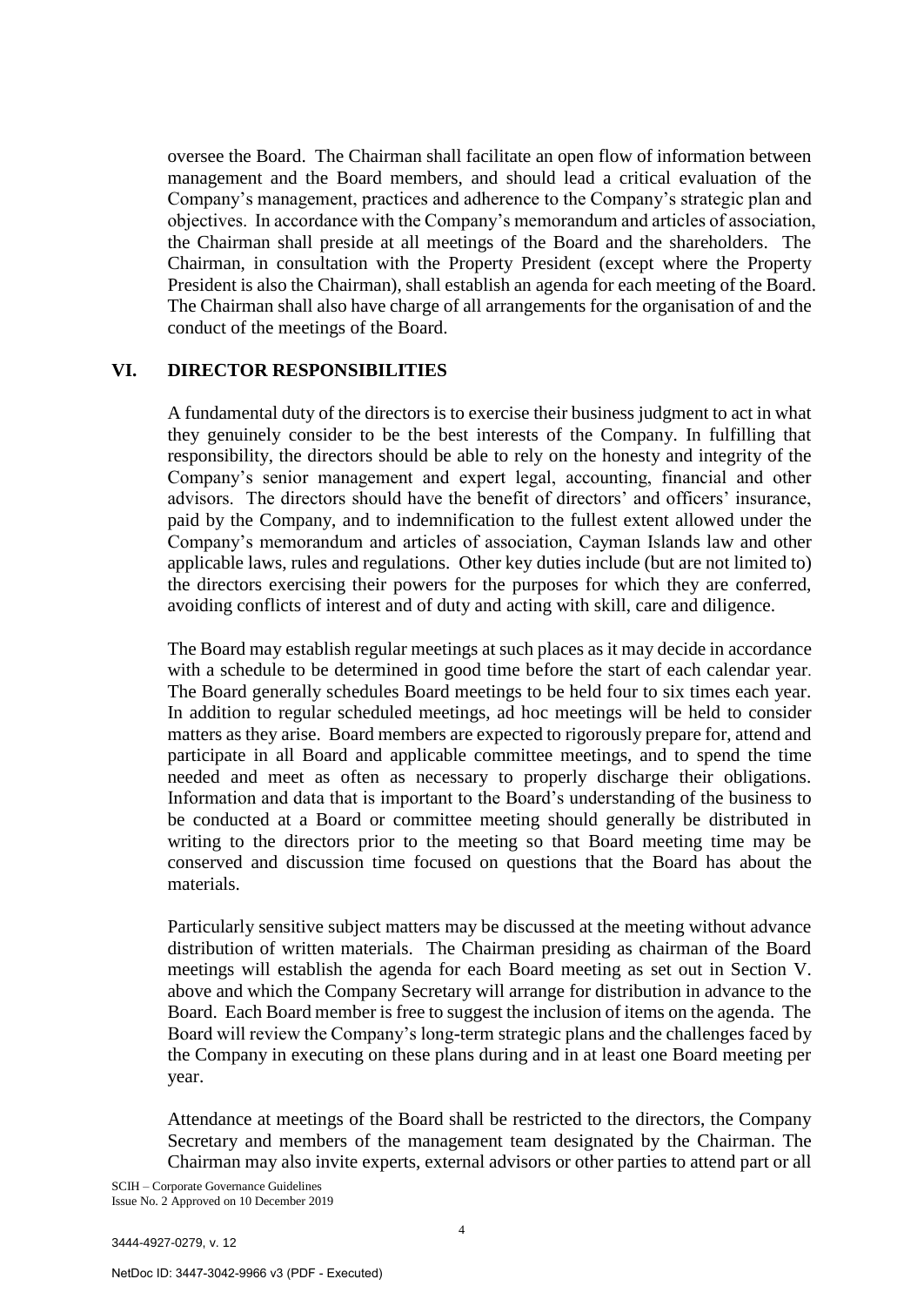oversee the Board. The Chairman shall facilitate an open flow of information between management and the Board members, and should lead a critical evaluation of the Company's management, practices and adherence to the Company's strategic plan and objectives. In accordance with the Company's memorandum and articles of association, the Chairman shall preside at all meetings of the Board and the shareholders. The Chairman, in consultation with the Property President (except where the Property President is also the Chairman), shall establish an agenda for each meeting of the Board. The Chairman shall also have charge of all arrangements for the organisation of and the conduct of the meetings of the Board.

## VI. DIRECTOR RESPONSIBILITIES

A fundamental duty of the directors is to exercise their business judgment to act in what they genuinely consider to be the best interests of the Company. In fulfilling that responsibility, the directors should be able to rely on the honesty and integrity of the Company's senior management and expert legal, accounting, financial and other advisors. The directors should have the benefit of directors' and officers' insurance, paid by the Company, and to indemnification to the fullest extent allowed under the Company's memorandum and articles of association, Cayman Islands law and other applicable laws, rules and regulations. Other key duties include (but are not limited to) the directors exercising their powers for the purposes for which they are conferred, avoiding conflicts of interest and of duty and acting with skill, care and diligence.

The Board may establish regular meetings at such places as it may decide in accordance with a schedule to be determined in good time before the start of each calendar year. The Board generally schedules Board meetings to be held four to six times each year. In addition to regular scheduled meetings, ad hoc meetings will be held to consider matters as they arise. Board members are expected to rigorously prepare for, attend and participate in all Board and applicable committee meetings, and to spend the time needed and meet as often as necessary to properly discharge their obligations. Information and data that is important to the Board's understanding of the business to be conducted at a Board or committee meeting should generally be distributed in writing to the directors prior to the meeting so that Board meeting time may be conserved and discussion time focused on questions that the Board has about the materials.

Particularly sensitive subject matters may be discussed at the meeting without advance distribution of written materials. The Chairman presiding as chairman of the Board meetings will establish the agenda for each Board meeting as set out in Section V. above and which the Company Secretary will arrange for distribution in advance to the Board. Each Board member is free to suggest the inclusion of items on the agenda. The Board will review the Company's long-term strategic plans and the challenges faced by the Company in executing on these plans during and in at least one Board meeting per year.

Attendance at meetings of the Board shall be restricted to the directors, the Company Secretary and members of the management team designated by the Chairman. The Chairman may also invite experts, external advisors or other parties to attend part or all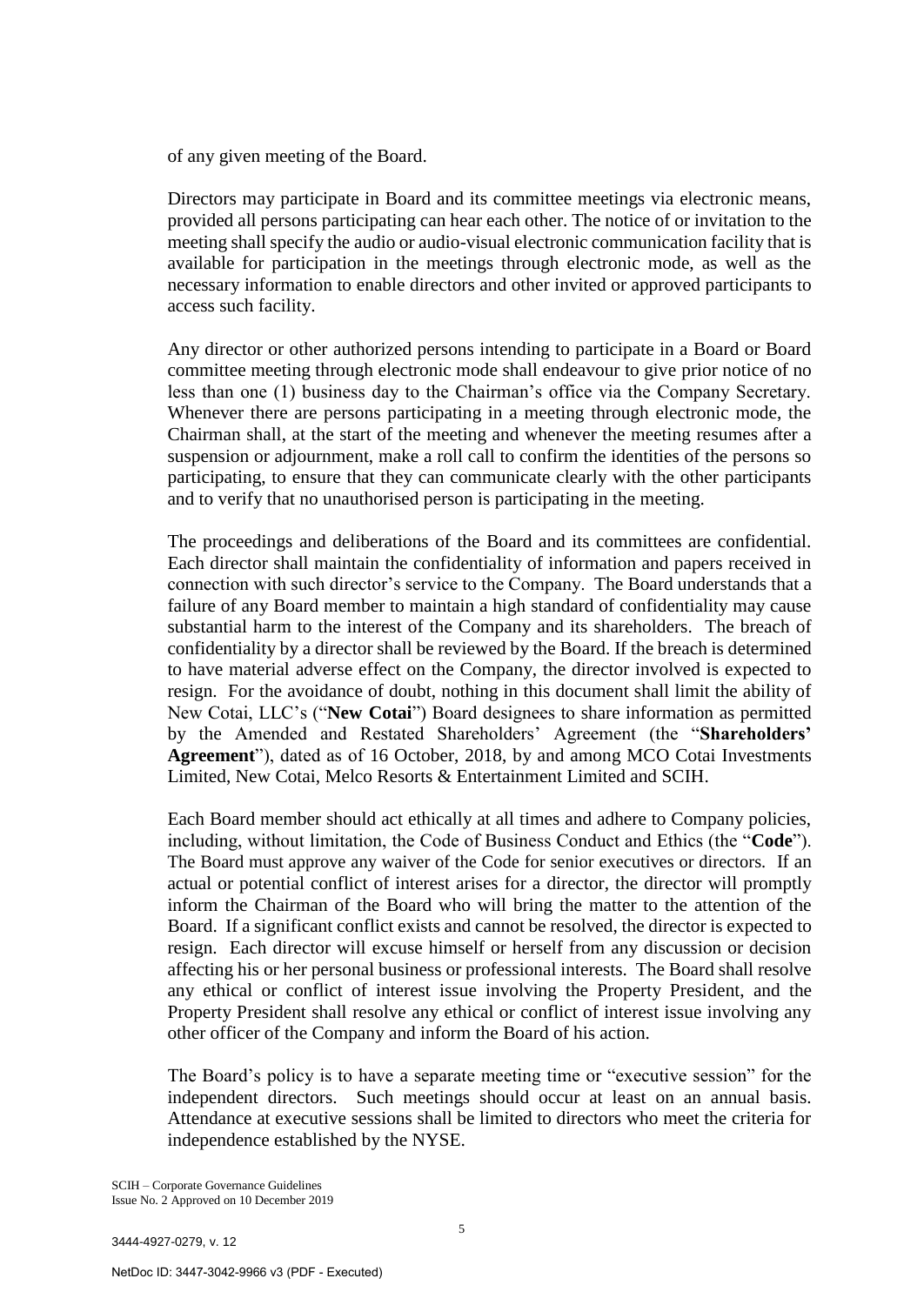of any given meeting of the Board.

Directors may participate in Board and its committee meetings via electronic means, provided all persons participating can hear each other. The notice of or invitation to the meeting shall specify the audio or audio-visual electronic communication facility that is available for participation in the meetings through electronic mode, as well as the necessary information to enable directors and other invited or approved participants to access such facility.

Any director or other authorized persons intending to participate in a Board or Board committee meeting through electronic mode shall endeavour to give prior notice of no less than one (1) business day to the Chairman's office via the Company Secretary. Whenever there are persons participating in a meeting through electronic mode, the Chairman shall, at the start of the meeting and whenever the meeting resumes after a suspension or adjournment, make a roll call to confirm the identities of the persons so participating, to ensure that they can communicate clearly with the other participants and to verify that no unauthorised person is participating in the meeting.

The proceedings and deliberations of the Board and its committees are confidential. Each director shall maintain the confidentiality of information and papers received in connection with such director's service to the Company. The Board understands that a failure of any Board member to maintain a high standard of confidentiality may cause substantial harm to the interest of the Company and its shareholders. The breach of confidentiality by a director shall be reviewed by the Board. If the breach is determined to have material adverse effect on the Company, the director involved is expected to resign. For the avoidance of doubt, nothing in this document shall limit the ability of New Cotai, LLC's ("**New Cotai**") Board designees to share information as permitted by the Amended and Restated Shareholders' Agreement (the "**Shareholders' Agreement**"), dated as of 16 October, 2018, by and among MCO Cotai Investments Limited, New Cotai, Melco Resorts & Entertainment Limited and SCIH.

Each Board member should act ethically at all times and adhere to Company policies, including, without limitation, the Code of Business Conduct and Ethics (the "**Code**"). The Board must approve any waiver of the Code for senior executives or directors. If an actual or potential conflict of interest arises for a director, the director will promptly inform the Chairman of the Board who will bring the matter to the attention of the Board. If a significant conflict exists and cannot be resolved, the director is expected to resign. Each director will excuse himself or herself from any discussion or decision affecting his or her personal business or professional interests. The Board shall resolve any ethical or conflict of interest issue involving the Property President, and the Property President shall resolve any ethical or conflict of interest issue involving any other officer of the Company and inform the Board of his action.

The Board's policy is to have a separate meeting time or "executive session" for the independent directors. Such meetings should occur at least on an annual basis. Attendance at executive sessions shall be limited to directors who meet the criteria for independence established by the NYSE.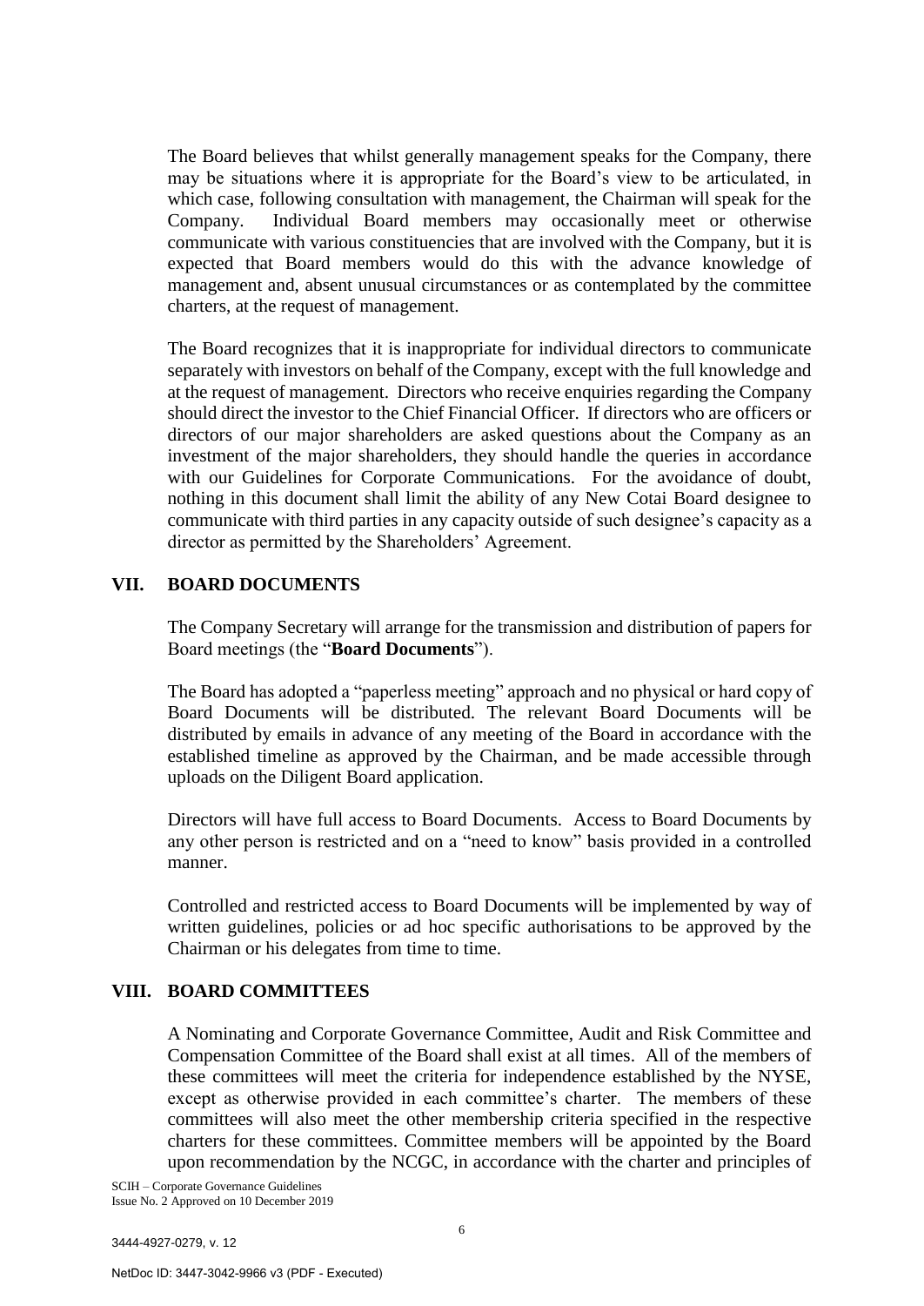The Board believes that whilst generally management speaks for the Company, there may be situations where it is appropriate for the Board's view to be articulated, in which case, following consultation with management, the Chairman will speak for the Company. Individual Board members may occasionally meet or otherwise communicate with various constituencies that are involved with the Company, but it is expected that Board members would do this with the advance knowledge of management and, absent unusual circumstances or as contemplated by the committee charters, at the request of management.

The Board recognizes that it is inappropriate for individual directors to communicate separately with investors on behalf of the Company, except with the full knowledge and at the request of management. Directors who receive enquiries regarding the Company should direct the investor to the Chief Financial Officer. If directors who are officers or directors of our major shareholders are asked questions about the Company as an investment of the major shareholders, they should handle the queries in accordance with our Guidelines for Corporate Communications. For the avoidance of doubt, nothing in this document shall limit the ability of any New Cotai Board designee to communicate with third parties in any capacity outside of such designee's capacity as a director as permitted by the Shareholders' Agreement.

## VII. BOARD DOCUMENTS

The Company Secretary will arrange for the transmission and distribution of papers for Board meetings (the "**Board Documents**").

The Board has adopted a "paperless meeting" approach and no physical or hard copy of Board Documents will be distributed. The relevant Board Documents will be distributed by emails in advance of any meeting of the Board in accordance with the established timeline as approved by the Chairman, and be made accessible through uploads on the Diligent Board application.

Directors will have full access to Board Documents. Access to Board Documents by any other person is restricted and on a "need to know" basis provided in a controlled manner.

Controlled and restricted access to Board Documents will be implemented by way of written guidelines, policies or ad hoc specific authorisations to be approved by the Chairman or his delegates from time to time.

## VIII. BOARD COMMITTEES

A Nominating and Corporate Governance Committee, Audit and Risk Committee and Compensation Committee of the Board shall exist at all times. All of the members of these committees will meet the criteria for independence established by the NYSE, except as otherwise provided in each committee's charter. The members of these committees will also meet the other membership criteria specified in the respective charters for these committees. Committee members will be appointed by the Board upon recommendation by the NCGC, in accordance with the charter and principles of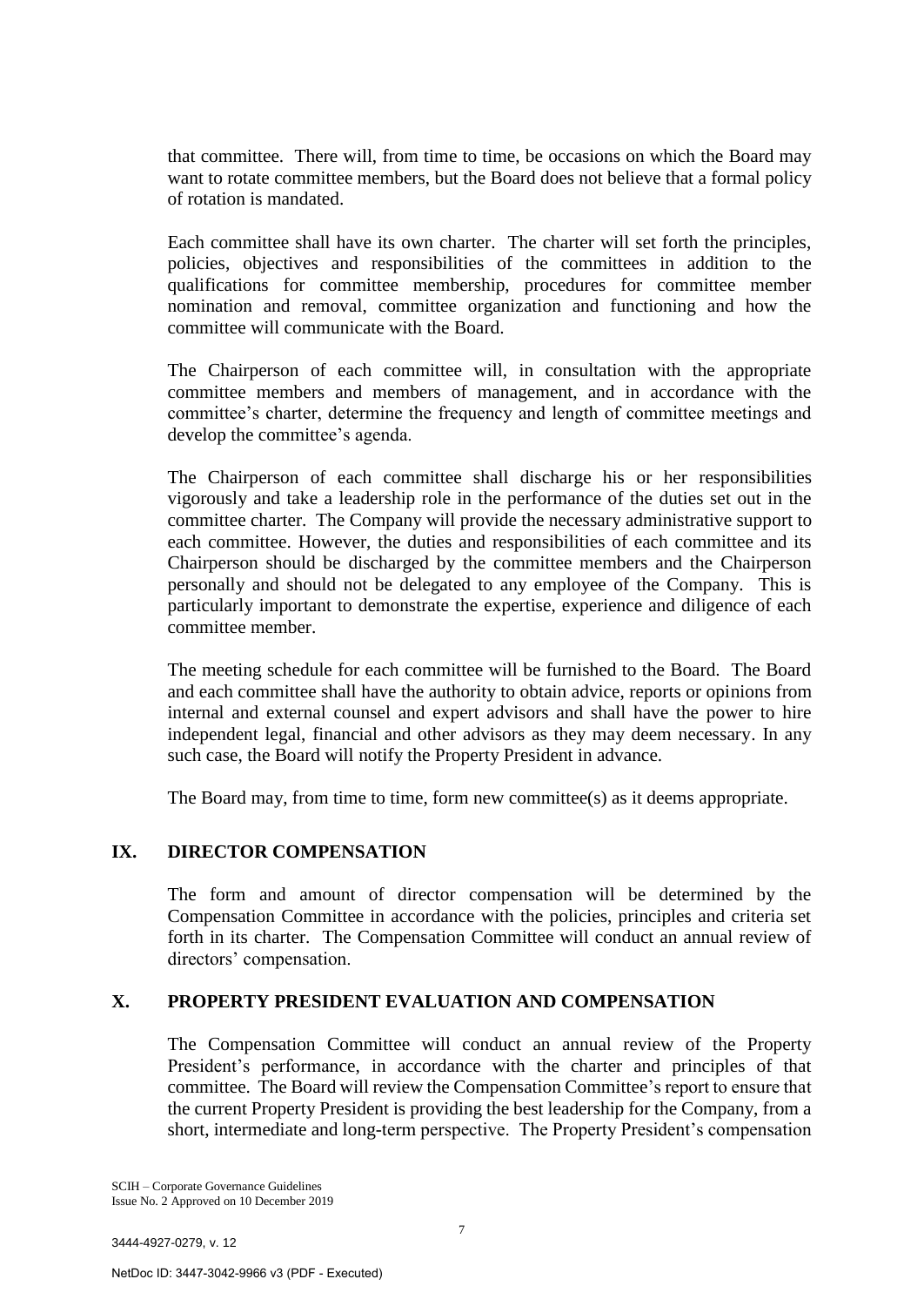that committee. There will, from time to time, be occasions on which the Board may want to rotate committee members, but the Board does not believe that a formal policy of rotation is mandated.

Each committee shall have its own charter. The charter will set forth the principles, policies, objectives and responsibilities of the committees in addition to the qualifications for committee membership, procedures for committee member nomination and removal, committee organization and functioning and how the committee will communicate with the Board.

The Chairperson of each committee will, in consultation with the appropriate committee members and members of management, and in accordance with the committee's charter, determine the frequency and length of committee meetings and develop the committee's agenda.

The Chairperson of each committee shall discharge his or her responsibilities vigorously and take a leadership role in the performance of the duties set out in the committee charter. The Company will provide the necessary administrative support to each committee. However, the duties and responsibilities of each committee and its Chairperson should be discharged by the committee members and the Chairperson personally and should not be delegated to any employee of the Company. This is particularly important to demonstrate the expertise, experience and diligence of each committee member.

The meeting schedule for each committee will be furnished to the Board. The Board and each committee shall have the authority to obtain advice, reports or opinions from internal and external counsel and expert advisors and shall have the power to hire independent legal, financial and other advisors as they may deem necessary. In any such case, the Board will notify the Property President in advance.

The Board may, from time to time, form new committee(s) as it deems appropriate.

## IX. DIRECTOR COMPENSATION

The form and amount of director compensation will be determined by the Compensation Committee in accordance with the policies, principles and criteria set forth in its charter. The Compensation Committee will conduct an annual review of directors' compensation.

## X. PROPERTY PRESIDENT EVALUATION AND COMPENSATION

The Compensation Committee will conduct an annual review of the Property President's performance, in accordance with the charter and principles of that committee. The Board will review the Compensation Committee's report to ensure that the current Property President is providing the best leadership for the Company, from a short, intermediate and long-term perspective. The Property President's compensation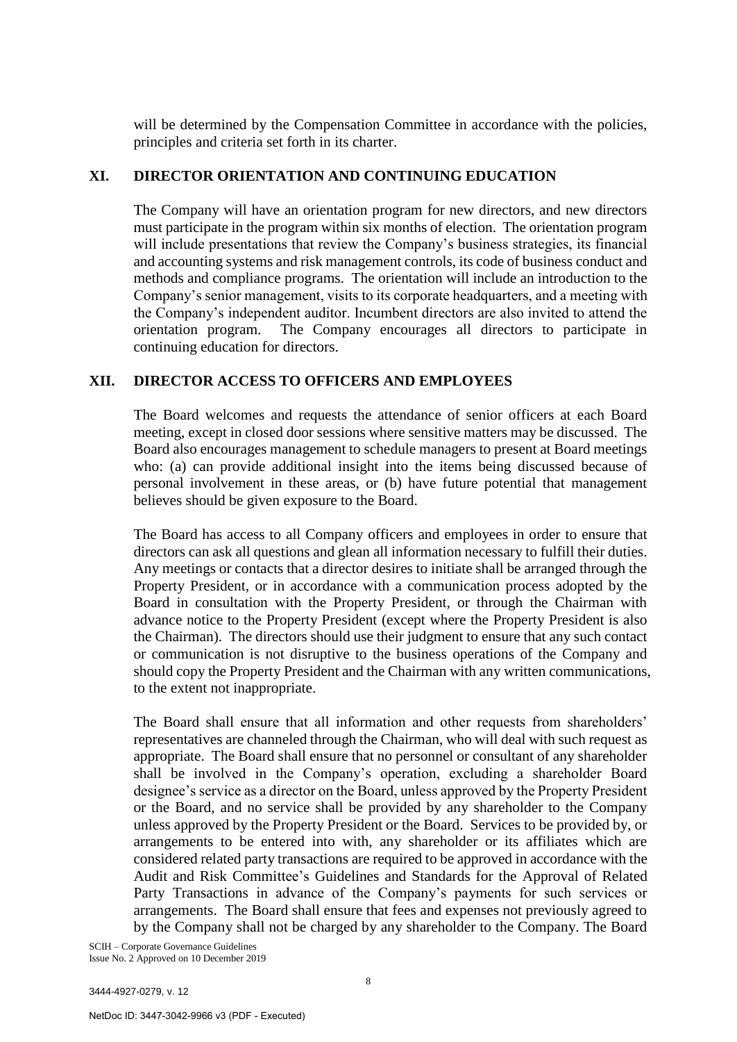will be determined by the Compensation Committee in accordance with the policies, principles and criteria set forth in its charter.

## XI. DIRECTOR ORIENTATION AND CONTINUING EDUCATION

The Company will have an orientation program for new directors, and new directors must participate in the program within six months of election. The orientation program will include presentations that review the Company's business strategies, its financial and accounting systems and risk management controls, its code of business conduct and methods and compliance programs. The orientation will include an introduction to the Company's senior management, visits to its corporate headquarters, and a meeting with the Company's independent auditor. Incumbent directors are also invited to attend the orientation program. The Company encourages all directors to participate in continuing education for directors.

## XII. DIRECTOR ACCESS TO OFFICERS AND EMPLOYEES

The Board welcomes and requests the attendance of senior officers at each Board meeting, except in closed door sessions where sensitive matters may be discussed. The Board also encourages management to schedule managers to present at Board meetings who: (a) can provide additional insight into the items being discussed because of personal involvement in these areas, or (b) have future potential that management believes should be given exposure to the Board.

The Board has access to all Company officers and employees in order to ensure that directors can ask all questions and glean all information necessary to fulfill their duties. Any meetings or contacts that a director desires to initiate shall be arranged through the Property President, or in accordance with a communication process adopted by the Board in consultation with the Property President, or through the Chairman with advance notice to the Property President (except where the Property President is also the Chairman). The directors should use their judgment to ensure that any such contact or communication is not disruptive to the business operations of the Company and should copy the Property President and the Chairman with any written communications, to the extent not inappropriate.

The Board shall ensure that all information and other requests from shareholders' representatives are channeled through the Chairman, who will deal with such request as appropriate. The Board shall ensure that no personnel or consultant of any shareholder shall be involved in the Company's operation, excluding a shareholder Board designee's service as a director on the Board, unless approved by the Property President or the Board, and no service shall be provided by any shareholder to the Company unless approved by the Property President or the Board. Services to be provided by, or arrangements to be entered into with, any shareholder or its affiliates which are considered related party transactions are required to be approved in accordance with the Audit and Risk Committee's Guidelines and Standards for the Approval of Related Party Transactions in advance of the Company's payments for such services or arrangements. The Board shall ensure that fees and expenses not previously agreed to by the Company shall not be charged by any shareholder to the Company. The Board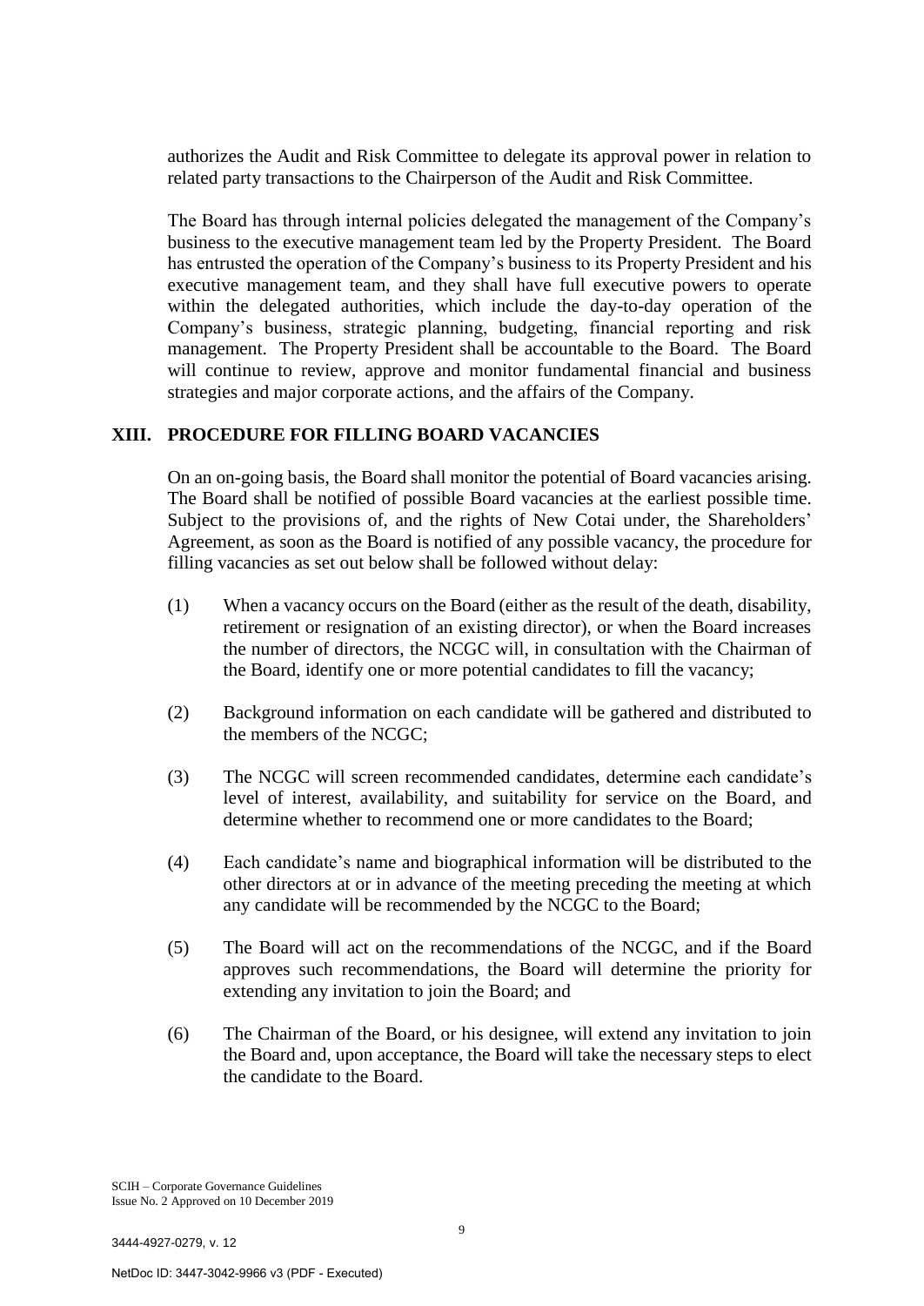authorizes the Audit and Risk Committee to delegate its approval power in relation to related party transactions to the Chairperson of the Audit and Risk Committee.

The Board has through internal policies delegated the management of the Company's business to the executive management team led by the Property President. The Board has entrusted the operation of the Company's business to its Property President and his executive management team, and they shall have full executive powers to operate within the delegated authorities, which include the day-to-day operation of the Company's business, strategic planning, budgeting, financial reporting and risk management. The Property President shall be accountable to the Board. The Board will continue to review, approve and monitor fundamental financial and business strategies and major corporate actions, and the affairs of the Company.

## XIII. PROCEDURE FOR FILLING BOARD VACANCIES

On an on-going basis, the Board shall monitor the potential of Board vacancies arising. The Board shall be notified of possible Board vacancies at the earliest possible time. Subject to the provisions of, and the rights of New Cotai under, the Shareholders' Agreement, as soon as the Board is notified of any possible vacancy, the procedure for filling vacancies as set out below shall be followed without delay:

(1) When a vacancy occurs on the Board (either as the result of the death, disability, retirement or resignation of an existing director), or when the Board increases the number of directors, the NCGC will, in consultation with the Chairman of the Board, identify one or more potential candidates to fill the vacancy;

(2) Background information on each candidate will be gathered and distributed to the members of the NCGC;

(3) The NCGC will screen recommended candidates, determine each candidate's level of interest, availability, and suitability for service on the Board, and determine whether to recommend one or more candidates to the Board;

(4) Each candidate's name and biographical information will be distributed to the other directors at or in advance of the meeting preceding the meeting at which any candidate will be recommended by the NCGC to the Board;

(5) The Board will act on the recommendations of the NCGC, and if the Board approves such recommendations, the Board will determine the priority for extending any invitation to join the Board; and

(6) The Chairman of the Board, or his designee, will extend any invitation to join the Board and, upon acceptance, the Board will take the necessary steps to elect the candidate to the Board.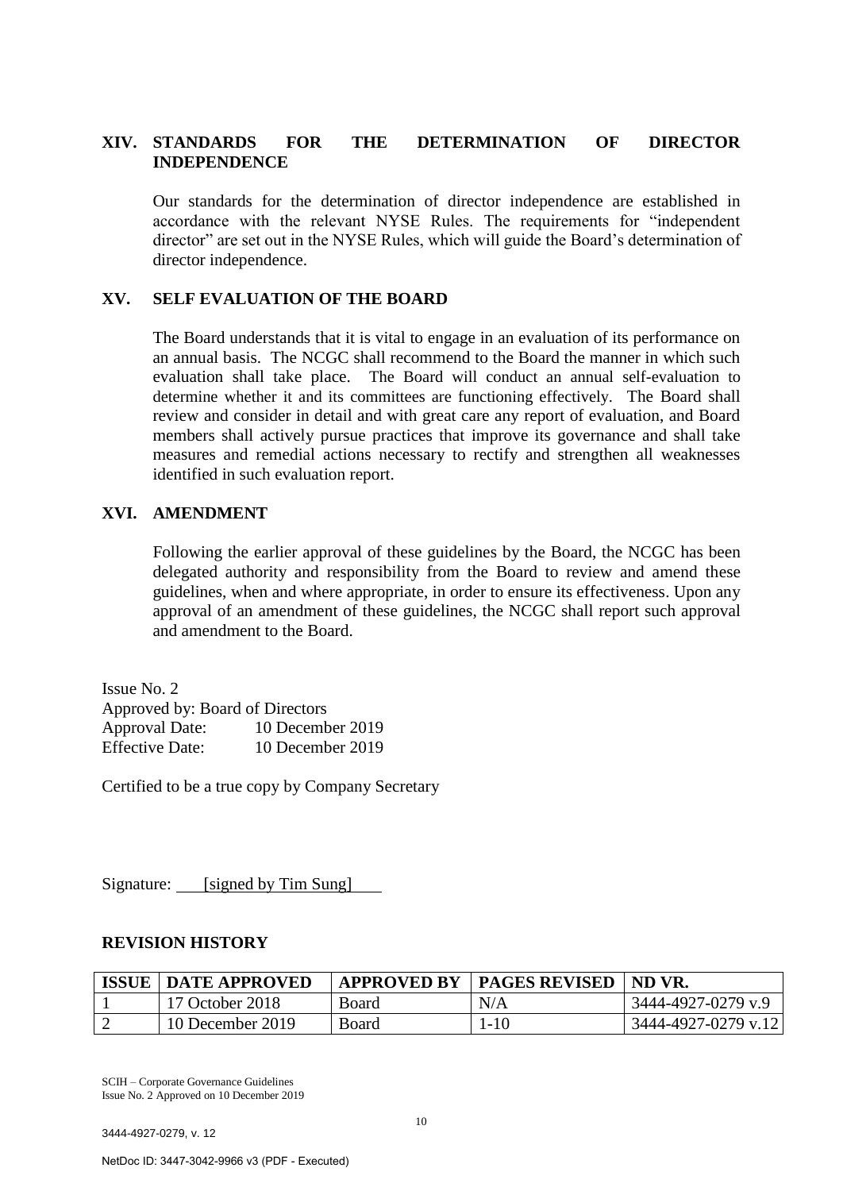## XIV. STANDARDS FOR THE DETERMINATION OF DIRECTOR INDEPENDENCE

Our standards for the determination of director independence are established in accordance with the relevant NYSE Rules. The requirements for "independent director" are set out in the NYSE Rules, which will guide the Board's determination of director independence.

## XV. SELF EVALUATION OF THE BOARD

The Board understands that it is vital to engage in an evaluation of its performance on an annual basis. The NCGC shall recommend to the Board the manner in which such evaluation shall take place. The Board will conduct an annual self-evaluation to determine whether it and its committees are functioning effectively. The Board shall review and consider in detail and with great care any report of evaluation, and Board members shall actively pursue practices that improve its governance and shall take measures and remedial actions necessary to rectify and strengthen all weaknesses identified in such evaluation report.

## XVI. AMENDMENT

Following the earlier approval of these guidelines by the Board, the NCGC has been delegated authority and responsibility from the Board to review and amend these guidelines, when and where appropriate, in order to ensure its effectiveness. Upon any approval of an amendment of these guidelines, the NCGC shall report such approval and amendment to the Board.

Issue No. 2
Approved by: Board of Directors
Approval Date: 10 December 2019
Effective Date: 10 December 2019

Certified to be a true copy by Company Secretary

Signature: [signed by Tim Sung]

**REVISION HISTORY**

| ISSUE | DATE APPROVED | APPROVED BY | PAGES REVISED | ND VR. |
|---|---|---|---|---|
| 1 | 17 October 2018 | Board | N/A | 3444-4927-0279 v.9 |
| 2 | 10 December 2019 | Board | 1-10 | 3444-4927-0279 v.12 |